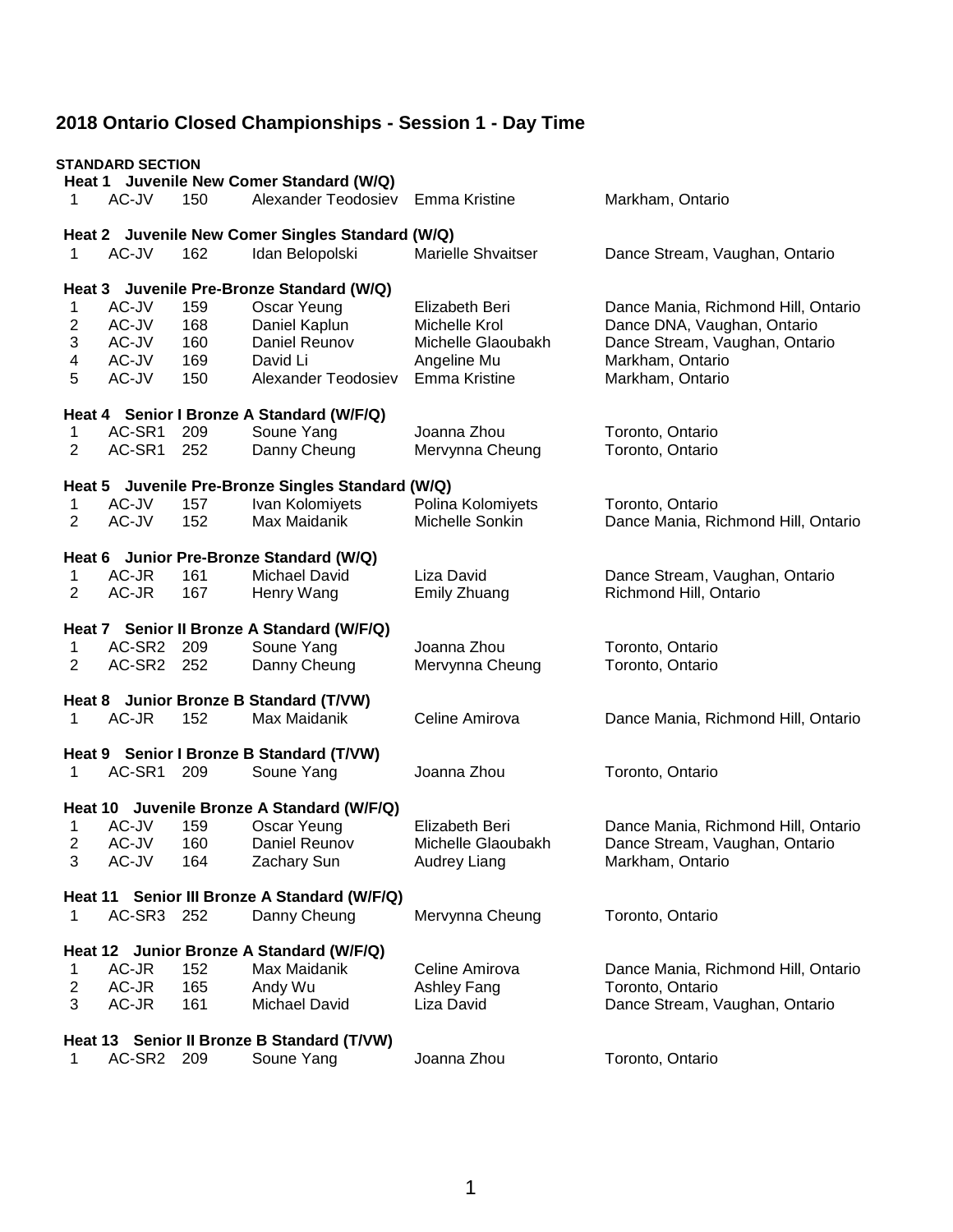# 2018 Ontario Closed Championships - Session 1 - Day Time

**STANDARD SECTION**

**Heat 1 Juvenile New Comer Standard (W/Q)**

| | | | | | |
|---|---|---|---|---|---|
| 1 | AC-JV | 150 | Alexander Teodosiev | Emma Kristine | Markham, Ontario |

**Heat 2 Juvenile New Comer Singles Standard (W/Q)**

| | | | | | |
|---|---|---|---|---|---|
| 1 | AC-JV | 162 | Idan Belopolski | Marielle Shvaitser | Dance Stream, Vaughan, Ontario |

**Heat 3 Juvenile Pre-Bronze Standard (W/Q)**

| | | | | | |
|---|---|---|---|---|---|
| 1 | AC-JV | 159 | Oscar Yeung | Elizabeth Beri | Dance Mania, Richmond Hill, Ontario |
| 2 | AC-JV | 168 | Daniel Kaplun | Michelle Krol | Dance DNA, Vaughan, Ontario |
| 3 | AC-JV | 160 | Daniel Reunov | Michelle Glaoubakh | Dance Stream, Vaughan, Ontario |
| 4 | AC-JV | 169 | David Li | Angeline Mu | Markham, Ontario |
| 5 | AC-JV | 150 | Alexander Teodosiev | Emma Kristine | Markham, Ontario |

**Heat 4 Senior I Bronze A Standard (W/F/Q)**

| | | | | | |
|---|---|---|---|---|---|
| 1 | AC-SR1 | 209 | Soune Yang | Joanna Zhou | Toronto, Ontario |
| 2 | AC-SR1 | 252 | Danny Cheung | Mervynna Cheung | Toronto, Ontario |

**Heat 5 Juvenile Pre-Bronze Singles Standard (W/Q)**

| | | | | | |
|---|---|---|---|---|---|
| 1 | AC-JV | 157 | Ivan Kolomiyets | Polina Kolomiyets | Toronto, Ontario |
| 2 | AC-JV | 152 | Max Maidanik | Michelle Sonkin | Dance Mania, Richmond Hill, Ontario |

**Heat 6 Junior Pre-Bronze Standard (W/Q)**

| | | | | | |
|---|---|---|---|---|---|
| 1 | AC-JR | 161 | Michael David | Liza David | Dance Stream, Vaughan, Ontario |
| 2 | AC-JR | 167 | Henry Wang | Emily Zhuang | Richmond Hill, Ontario |

**Heat 7 Senior II Bronze A Standard (W/F/Q)**

| | | | | | |
|---|---|---|---|---|---|
| 1 | AC-SR2 | 209 | Soune Yang | Joanna Zhou | Toronto, Ontario |
| 2 | AC-SR2 | 252 | Danny Cheung | Mervynna Cheung | Toronto, Ontario |

**Heat 8 Junior Bronze B Standard (T/VW)**

| | | | | | |
|---|---|---|---|---|---|
| 1 | AC-JR | 152 | Max Maidanik | Celine Amirova | Dance Mania, Richmond Hill, Ontario |

**Heat 9 Senior I Bronze B Standard (T/VW)**

| | | | | | |
|---|---|---|---|---|---|
| 1 | AC-SR1 | 209 | Soune Yang | Joanna Zhou | Toronto, Ontario |

**Heat 10 Juvenile Bronze A Standard (W/F/Q)**

| | | | | | |
|---|---|---|---|---|---|
| 1 | AC-JV | 159 | Oscar Yeung | Elizabeth Beri | Dance Mania, Richmond Hill, Ontario |
| 2 | AC-JV | 160 | Daniel Reunov | Michelle Glaoubakh | Dance Stream, Vaughan, Ontario |
| 3 | AC-JV | 164 | Zachary Sun | Audrey Liang | Markham, Ontario |

**Heat 11 Senior III Bronze A Standard (W/F/Q)**

| | | | | | |
|---|---|---|---|---|---|
| 1 | AC-SR3 | 252 | Danny Cheung | Mervynna Cheung | Toronto, Ontario |

**Heat 12 Junior Bronze A Standard (W/F/Q)**

| | | | | | |
|---|---|---|---|---|---|
| 1 | AC-JR | 152 | Max Maidanik | Celine Amirova | Dance Mania, Richmond Hill, Ontario |
| 2 | AC-JR | 165 | Andy Wu | Ashley Fang | Toronto, Ontario |
| 3 | AC-JR | 161 | Michael David | Liza David | Dance Stream, Vaughan, Ontario |

**Heat 13 Senior II Bronze B Standard (T/VW)**

| | | | | | |
|---|---|---|---|---|---|
| 1 | AC-SR2 | 209 | Soune Yang | Joanna Zhou | Toronto, Ontario |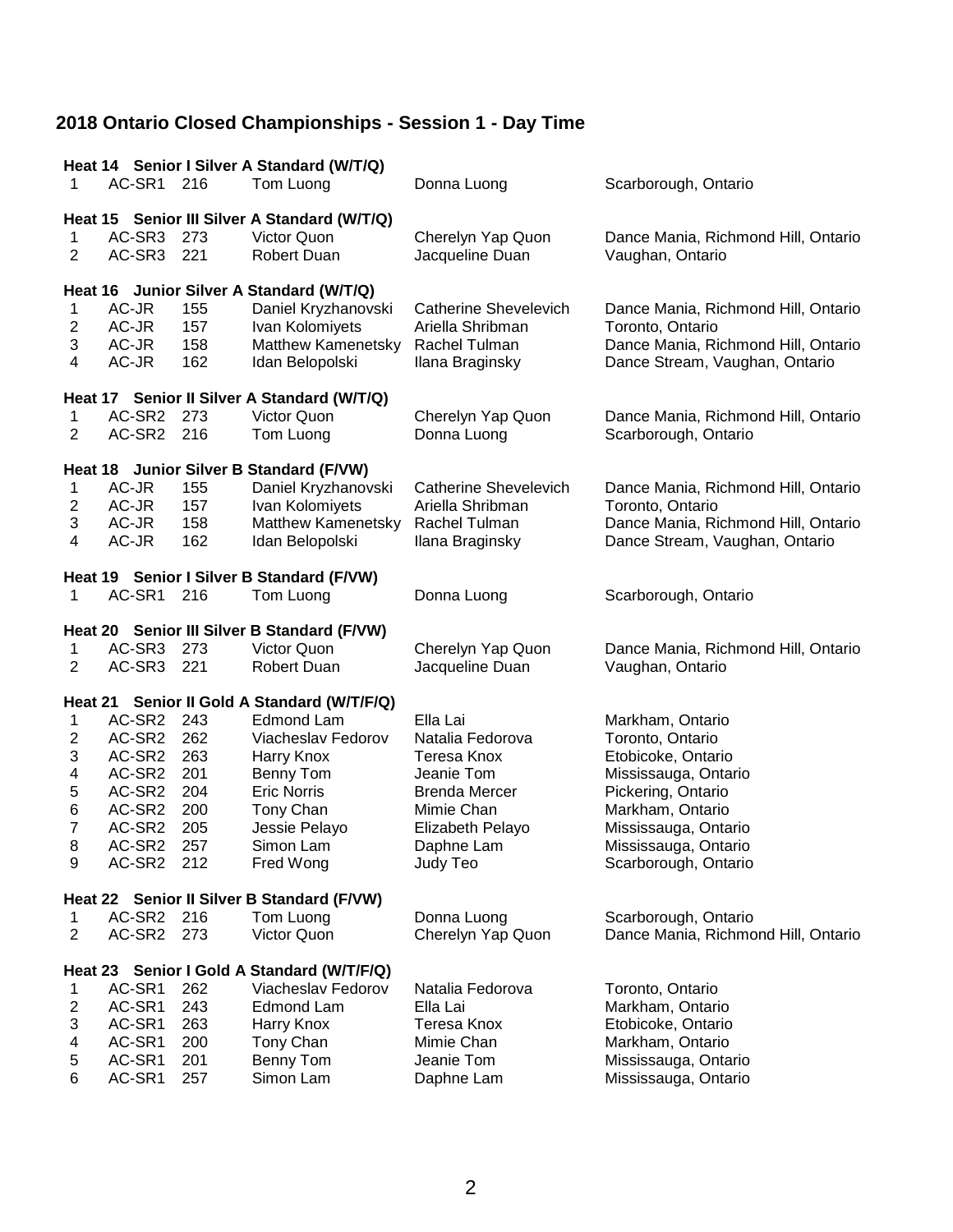# 2018 Ontario Closed Championships - Session 1 - Day Time

**Heat 14 Senior I Silver A Standard (W/T/Q)**

| | | | | | |
|---|---|---|---|---|---|
| 1 | AC-SR1 | 216 | Tom Luong | Donna Luong | Scarborough, Ontario |

**Heat 15 Senior III Silver A Standard (W/T/Q)**

| | | | | | |
|---|---|---|---|---|---|
| 1 | AC-SR3 | 273 | Victor Quon | Cherelyn Yap Quon | Dance Mania, Richmond Hill, Ontario |
| 2 | AC-SR3 | 221 | Robert Duan | Jacqueline Duan | Vaughan, Ontario |

**Heat 16 Junior Silver A Standard (W/T/Q)**

| | | | | | |
|---|---|---|---|---|---|
| 1 | AC-JR | 155 | Daniel Kryzhanovski | Catherine Shevelevich | Dance Mania, Richmond Hill, Ontario |
| 2 | AC-JR | 157 | Ivan Kolomiyets | Ariella Shribman | Toronto, Ontario |
| 3 | AC-JR | 158 | Matthew Kamenetsky | Rachel Tulman | Dance Mania, Richmond Hill, Ontario |
| 4 | AC-JR | 162 | Idan Belopolski | Ilana Braginsky | Dance Stream, Vaughan, Ontario |

**Heat 17 Senior II Silver A Standard (W/T/Q)**

| | | | | | |
|---|---|---|---|---|---|
| 1 | AC-SR2 | 273 | Victor Quon | Cherelyn Yap Quon | Dance Mania, Richmond Hill, Ontario |
| 2 | AC-SR2 | 216 | Tom Luong | Donna Luong | Scarborough, Ontario |

**Heat 18 Junior Silver B Standard (F/VW)**

| | | | | | |
|---|---|---|---|---|---|
| 1 | AC-JR | 155 | Daniel Kryzhanovski | Catherine Shevelevich | Dance Mania, Richmond Hill, Ontario |
| 2 | AC-JR | 157 | Ivan Kolomiyets | Ariella Shribman | Toronto, Ontario |
| 3 | AC-JR | 158 | Matthew Kamenetsky | Rachel Tulman | Dance Mania, Richmond Hill, Ontario |
| 4 | AC-JR | 162 | Idan Belopolski | Ilana Braginsky | Dance Stream, Vaughan, Ontario |

**Heat 19 Senior I Silver B Standard (F/VW)**

| | | | | | |
|---|---|---|---|---|---|
| 1 | AC-SR1 | 216 | Tom Luong | Donna Luong | Scarborough, Ontario |

**Heat 20 Senior III Silver B Standard (F/VW)**

| | | | | | |
|---|---|---|---|---|---|
| 1 | AC-SR3 | 273 | Victor Quon | Cherelyn Yap Quon | Dance Mania, Richmond Hill, Ontario |
| 2 | AC-SR3 | 221 | Robert Duan | Jacqueline Duan | Vaughan, Ontario |

**Heat 21 Senior II Gold A Standard (W/T/F/Q)**

| | | | | | |
|---|---|---|---|---|---|
| 1 | AC-SR2 | 243 | Edmond Lam | Ella Lai | Markham, Ontario |
| 2 | AC-SR2 | 262 | Viacheslav Fedorov | Natalia Fedorova | Toronto, Ontario |
| 3 | AC-SR2 | 263 | Harry Knox | Teresa Knox | Etobicoke, Ontario |
| 4 | AC-SR2 | 201 | Benny Tom | Jeanie Tom | Mississauga, Ontario |
| 5 | AC-SR2 | 204 | Eric Norris | Brenda Mercer | Pickering, Ontario |
| 6 | AC-SR2 | 200 | Tony Chan | Mimie Chan | Markham, Ontario |
| 7 | AC-SR2 | 205 | Jessie Pelayo | Elizabeth Pelayo | Mississauga, Ontario |
| 8 | AC-SR2 | 257 | Simon Lam | Daphne Lam | Mississauga, Ontario |
| 9 | AC-SR2 | 212 | Fred Wong | Judy Teo | Scarborough, Ontario |

**Heat 22 Senior II Silver B Standard (F/VW)**

| | | | | | |
|---|---|---|---|---|---|
| 1 | AC-SR2 | 216 | Tom Luong | Donna Luong | Scarborough, Ontario |
| 2 | AC-SR2 | 273 | Victor Quon | Cherelyn Yap Quon | Dance Mania, Richmond Hill, Ontario |

**Heat 23 Senior I Gold A Standard (W/T/F/Q)**

| | | | | | |
|---|---|---|---|---|---|
| 1 | AC-SR1 | 262 | Viacheslav Fedorov | Natalia Fedorova | Toronto, Ontario |
| 2 | AC-SR1 | 243 | Edmond Lam | Ella Lai | Markham, Ontario |
| 3 | AC-SR1 | 263 | Harry Knox | Teresa Knox | Etobicoke, Ontario |
| 4 | AC-SR1 | 200 | Tony Chan | Mimie Chan | Markham, Ontario |
| 5 | AC-SR1 | 201 | Benny Tom | Jeanie Tom | Mississauga, Ontario |
| 6 | AC-SR1 | 257 | Simon Lam | Daphne Lam | Mississauga, Ontario |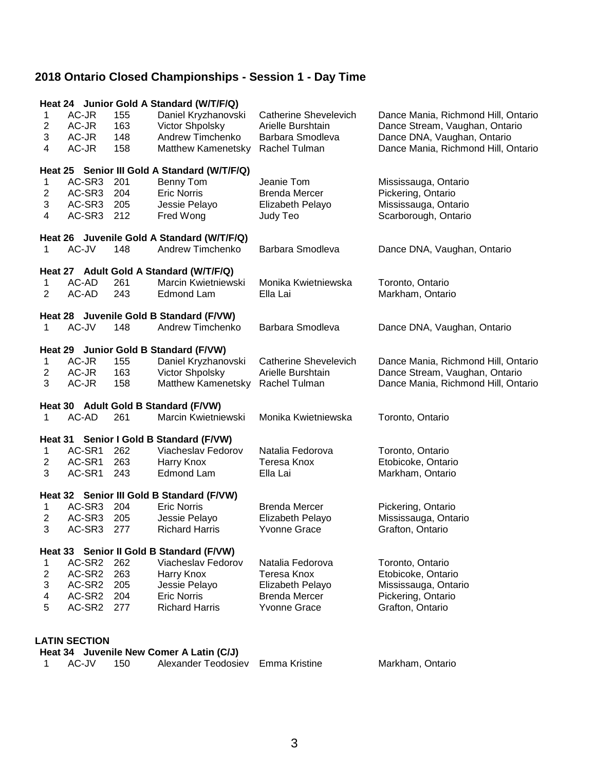# 2018 Ontario Closed Championships - Session 1 - Day Time

### Heat 24 Junior Gold A Standard (W/T/F/Q)

| | | | | | |
|---|---|---|---|---|---|
| 1 | AC-JR | 155 | Daniel Kryzhanovski | Catherine Shevelevich | Dance Mania, Richmond Hill, Ontario |
| 2 | AC-JR | 163 | Victor Shpolsky | Arielle Burshtain | Dance Stream, Vaughan, Ontario |
| 3 | AC-JR | 148 | Andrew Timchenko | Barbara Smodleva | Dance DNA, Vaughan, Ontario |
| 4 | AC-JR | 158 | Matthew Kamenetsky | Rachel Tulman | Dance Mania, Richmond Hill, Ontario |

### Heat 25 Senior III Gold A Standard (W/T/F/Q)

| | | | | | |
|---|---|---|---|---|---|
| 1 | AC-SR3 | 201 | Benny Tom | Jeanie Tom | Mississauga, Ontario |
| 2 | AC-SR3 | 204 | Eric Norris | Brenda Mercer | Pickering, Ontario |
| 3 | AC-SR3 | 205 | Jessie Pelayo | Elizabeth Pelayo | Mississauga, Ontario |
| 4 | AC-SR3 | 212 | Fred Wong | Judy Teo | Scarborough, Ontario |

### Heat 26 Juvenile Gold A Standard (W/T/F/Q)

| | | | | | |
|---|---|---|---|---|---|
| 1 | AC-JV | 148 | Andrew Timchenko | Barbara Smodleva | Dance DNA, Vaughan, Ontario |

### Heat 27 Adult Gold A Standard (W/T/F/Q)

| | | | | | |
|---|---|---|---|---|---|
| 1 | AC-AD | 261 | Marcin Kwietniewski | Monika Kwietniewska | Toronto, Ontario |
| 2 | AC-AD | 243 | Edmond Lam | Ella Lai | Markham, Ontario |

### Heat 28 Juvenile Gold B Standard (F/VW)

| | | | | | |
|---|---|---|---|---|---|
| 1 | AC-JV | 148 | Andrew Timchenko | Barbara Smodleva | Dance DNA, Vaughan, Ontario |

### Heat 29 Junior Gold B Standard (F/VW)

| | | | | | |
|---|---|---|---|---|---|
| 1 | AC-JR | 155 | Daniel Kryzhanovski | Catherine Shevelevich | Dance Mania, Richmond Hill, Ontario |
| 2 | AC-JR | 163 | Victor Shpolsky | Arielle Burshtain | Dance Stream, Vaughan, Ontario |
| 3 | AC-JR | 158 | Matthew Kamenetsky | Rachel Tulman | Dance Mania, Richmond Hill, Ontario |

### Heat 30 Adult Gold B Standard (F/VW)

| | | | | | |
|---|---|---|---|---|---|
| 1 | AC-AD | 261 | Marcin Kwietniewski | Monika Kwietniewska | Toronto, Ontario |

### Heat 31 Senior I Gold B Standard (F/VW)

| | | | | | |
|---|---|---|---|---|---|
| 1 | AC-SR1 | 262 | Viacheslav Fedorov | Natalia Fedorova | Toronto, Ontario |
| 2 | AC-SR1 | 263 | Harry Knox | Teresa Knox | Etobicoke, Ontario |
| 3 | AC-SR1 | 243 | Edmond Lam | Ella Lai | Markham, Ontario |

### Heat 32 Senior III Gold B Standard (F/VW)

| | | | | | |
|---|---|---|---|---|---|
| 1 | AC-SR3 | 204 | Eric Norris | Brenda Mercer | Pickering, Ontario |
| 2 | AC-SR3 | 205 | Jessie Pelayo | Elizabeth Pelayo | Mississauga, Ontario |
| 3 | AC-SR3 | 277 | Richard Harris | Yvonne Grace | Grafton, Ontario |

### Heat 33 Senior II Gold B Standard (F/VW)

| | | | | | |
|---|---|---|---|---|---|
| 1 | AC-SR2 | 262 | Viacheslav Fedorov | Natalia Fedorova | Toronto, Ontario |
| 2 | AC-SR2 | 263 | Harry Knox | Teresa Knox | Etobicoke, Ontario |
| 3 | AC-SR2 | 205 | Jessie Pelayo | Elizabeth Pelayo | Mississauga, Ontario |
| 4 | AC-SR2 | 204 | Eric Norris | Brenda Mercer | Pickering, Ontario |
| 5 | AC-SR2 | 277 | Richard Harris | Yvonne Grace | Grafton, Ontario |

## LATIN SECTION

### Heat 34 Juvenile New Comer A Latin (C/J)

| | | | | | |
|---|---|---|---|---|---|
| 1 | AC-JV | 150 | Alexander Teodosiev | Emma Kristine | Markham, Ontario |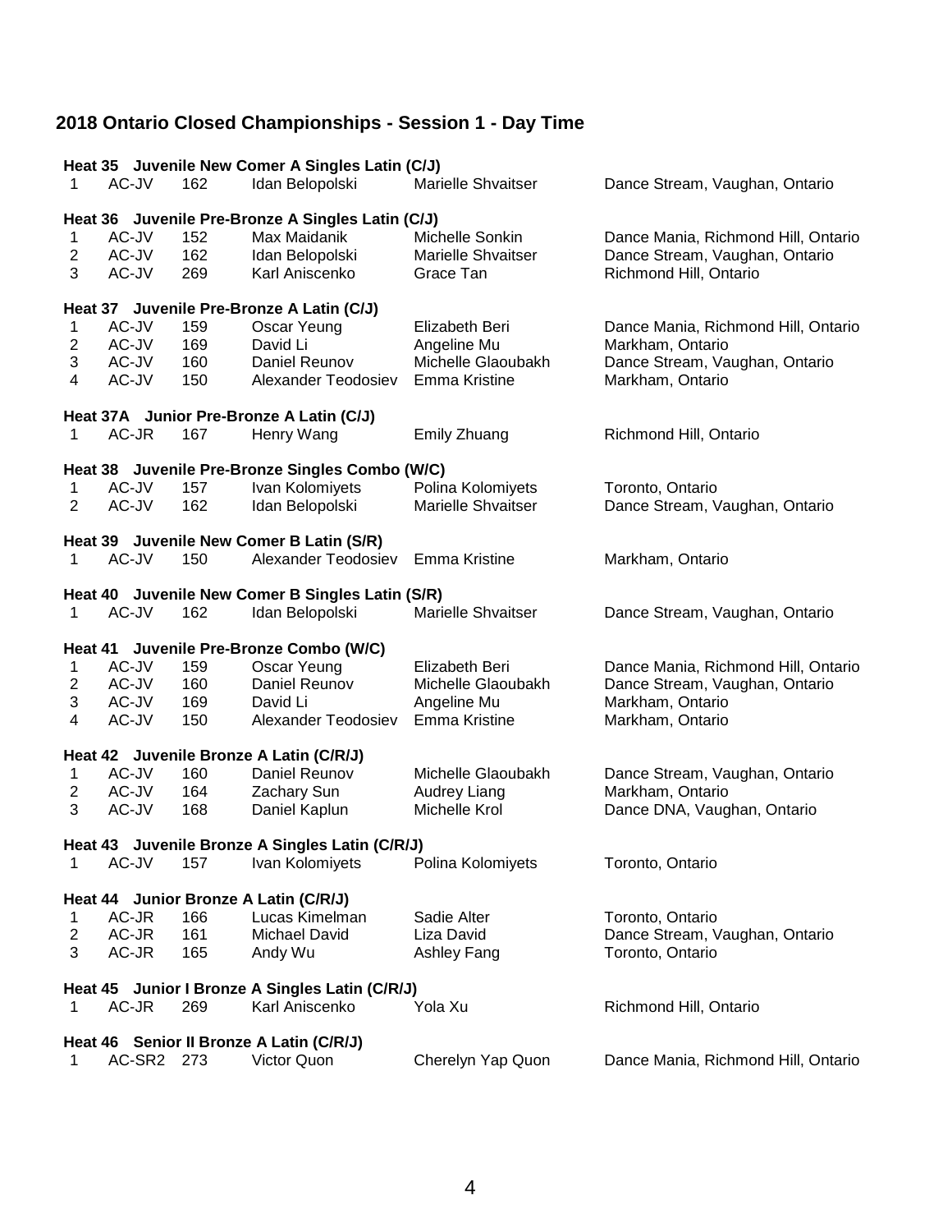## 2018 Ontario Closed Championships - Session 1 - Day Time

**Heat 35 Juvenile New Comer A Singles Latin (C/J)**

| | | | | | |
|---|---|---|---|---|---|
| 1 | AC-JV | 162 | Idan Belopolski | Marielle Shvaitser | Dance Stream, Vaughan, Ontario |

**Heat 36 Juvenile Pre-Bronze A Singles Latin (C/J)**

| | | | | | |
|---|---|---|---|---|---|
| 1 | AC-JV | 152 | Max Maidanik | Michelle Sonkin | Dance Mania, Richmond Hill, Ontario |
| 2 | AC-JV | 162 | Idan Belopolski | Marielle Shvaitser | Dance Stream, Vaughan, Ontario |
| 3 | AC-JV | 269 | Karl Aniscenko | Grace Tan | Richmond Hill, Ontario |

**Heat 37 Juvenile Pre-Bronze A Latin (C/J)**

| | | | | | |
|---|---|---|---|---|---|
| 1 | AC-JV | 159 | Oscar Yeung | Elizabeth Beri | Dance Mania, Richmond Hill, Ontario |
| 2 | AC-JV | 169 | David Li | Angeline Mu | Markham, Ontario |
| 3 | AC-JV | 160 | Daniel Reunov | Michelle Glaoubakh | Dance Stream, Vaughan, Ontario |
| 4 | AC-JV | 150 | Alexander Teodosiev | Emma Kristine | Markham, Ontario |

**Heat 37A Junior Pre-Bronze A Latin (C/J)**

| | | | | | |
|---|---|---|---|---|---|
| 1 | AC-JR | 167 | Henry Wang | Emily Zhuang | Richmond Hill, Ontario |

**Heat 38 Juvenile Pre-Bronze Singles Combo (W/C)**

| | | | | | |
|---|---|---|---|---|---|
| 1 | AC-JV | 157 | Ivan Kolomiyets | Polina Kolomiyets | Toronto, Ontario |
| 2 | AC-JV | 162 | Idan Belopolski | Marielle Shvaitser | Dance Stream, Vaughan, Ontario |

**Heat 39 Juvenile New Comer B Latin (S/R)**

| | | | | | |
|---|---|---|---|---|---|
| 1 | AC-JV | 150 | Alexander Teodosiev | Emma Kristine | Markham, Ontario |

**Heat 40 Juvenile New Comer B Singles Latin (S/R)**

| | | | | | |
|---|---|---|---|---|---|
| 1 | AC-JV | 162 | Idan Belopolski | Marielle Shvaitser | Dance Stream, Vaughan, Ontario |

**Heat 41 Juvenile Pre-Bronze Combo (W/C)**

| | | | | | |
|---|---|---|---|---|---|
| 1 | AC-JV | 159 | Oscar Yeung | Elizabeth Beri | Dance Mania, Richmond Hill, Ontario |
| 2 | AC-JV | 160 | Daniel Reunov | Michelle Glaoubakh | Dance Stream, Vaughan, Ontario |
| 3 | AC-JV | 169 | David Li | Angeline Mu | Markham, Ontario |
| 4 | AC-JV | 150 | Alexander Teodosiev | Emma Kristine | Markham, Ontario |

**Heat 42 Juvenile Bronze A Latin (C/R/J)**

| | | | | | |
|---|---|---|---|---|---|
| 1 | AC-JV | 160 | Daniel Reunov | Michelle Glaoubakh | Dance Stream, Vaughan, Ontario |
| 2 | AC-JV | 164 | Zachary Sun | Audrey Liang | Markham, Ontario |
| 3 | AC-JV | 168 | Daniel Kaplun | Michelle Krol | Dance DNA, Vaughan, Ontario |

**Heat 43 Juvenile Bronze A Singles Latin (C/R/J)**

| | | | | | |
|---|---|---|---|---|---|
| 1 | AC-JV | 157 | Ivan Kolomiyets | Polina Kolomiyets | Toronto, Ontario |

**Heat 44 Junior Bronze A Latin (C/R/J)**

| | | | | | |
|---|---|---|---|---|---|
| 1 | AC-JR | 166 | Lucas Kimelman | Sadie Alter | Toronto, Ontario |
| 2 | AC-JR | 161 | Michael David | Liza David | Dance Stream, Vaughan, Ontario |
| 3 | AC-JR | 165 | Andy Wu | Ashley Fang | Toronto, Ontario |

**Heat 45 Junior I Bronze A Singles Latin (C/R/J)**

| | | | | | |
|---|---|---|---|---|---|
| 1 | AC-JR | 269 | Karl Aniscenko | Yola Xu | Richmond Hill, Ontario |

**Heat 46 Senior II Bronze A Latin (C/R/J)**

| | | | | | |
|---|---|---|---|---|---|
| 1 | AC-SR2 | 273 | Victor Quon | Cherelyn Yap Quon | Dance Mania, Richmond Hill, Ontario |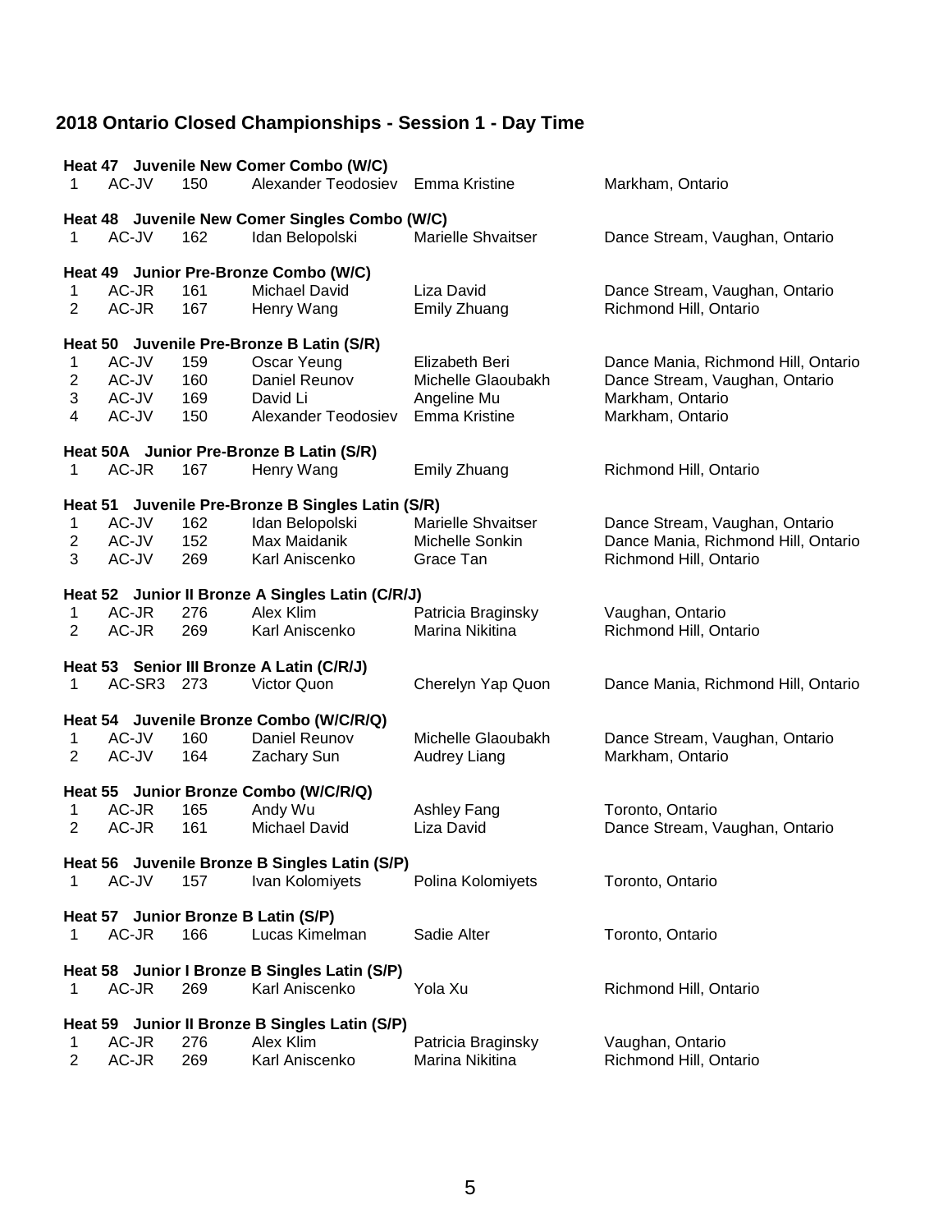# 2018 Ontario Closed Championships - Session 1 - Day Time

**Heat 47 Juvenile New Comer Combo (W/C)**

| | | | | | |
|---|---|---|---|---|---|
| 1 | AC-JV | 150 | Alexander Teodosiev | Emma Kristine | Markham, Ontario |

**Heat 48 Juvenile New Comer Singles Combo (W/C)**

| | | | | | |
|---|---|---|---|---|---|
| 1 | AC-JV | 162 | Idan Belopolski | Marielle Shvaitser | Dance Stream, Vaughan, Ontario |

**Heat 49 Junior Pre-Bronze Combo (W/C)**

| | | | | | |
|---|---|---|---|---|---|
| 1 | AC-JR | 161 | Michael David | Liza David | Dance Stream, Vaughan, Ontario |
| 2 | AC-JR | 167 | Henry Wang | Emily Zhuang | Richmond Hill, Ontario |

**Heat 50 Juvenile Pre-Bronze B Latin (S/R)**

| | | | | | |
|---|---|---|---|---|---|
| 1 | AC-JV | 159 | Oscar Yeung | Elizabeth Beri | Dance Mania, Richmond Hill, Ontario |
| 2 | AC-JV | 160 | Daniel Reunov | Michelle Glaoubakh | Dance Stream, Vaughan, Ontario |
| 3 | AC-JV | 169 | David Li | Angeline Mu | Markham, Ontario |
| 4 | AC-JV | 150 | Alexander Teodosiev | Emma Kristine | Markham, Ontario |

**Heat 50A Junior Pre-Bronze B Latin (S/R)**

| | | | | | |
|---|---|---|---|---|---|
| 1 | AC-JR | 167 | Henry Wang | Emily Zhuang | Richmond Hill, Ontario |

**Heat 51 Juvenile Pre-Bronze B Singles Latin (S/R)**

| | | | | | |
|---|---|---|---|---|---|
| 1 | AC-JV | 162 | Idan Belopolski | Marielle Shvaitser | Dance Stream, Vaughan, Ontario |
| 2 | AC-JV | 152 | Max Maidanik | Michelle Sonkin | Dance Mania, Richmond Hill, Ontario |
| 3 | AC-JV | 269 | Karl Aniscenko | Grace Tan | Richmond Hill, Ontario |

**Heat 52 Junior II Bronze A Singles Latin (C/R/J)**

| | | | | | |
|---|---|---|---|---|---|
| 1 | AC-JR | 276 | Alex Klim | Patricia Braginsky | Vaughan, Ontario |
| 2 | AC-JR | 269 | Karl Aniscenko | Marina Nikitina | Richmond Hill, Ontario |

**Heat 53 Senior III Bronze A Latin (C/R/J)**

| | | | | | |
|---|---|---|---|---|---|
| 1 | AC-SR3 | 273 | Victor Quon | Cherelyn Yap Quon | Dance Mania, Richmond Hill, Ontario |

**Heat 54 Juvenile Bronze Combo (W/C/R/Q)**

| | | | | | |
|---|---|---|---|---|---|
| 1 | AC-JV | 160 | Daniel Reunov | Michelle Glaoubakh | Dance Stream, Vaughan, Ontario |
| 2 | AC-JV | 164 | Zachary Sun | Audrey Liang | Markham, Ontario |

**Heat 55 Junior Bronze Combo (W/C/R/Q)**

| | | | | | |
|---|---|---|---|---|---|
| 1 | AC-JR | 165 | Andy Wu | Ashley Fang | Toronto, Ontario |
| 2 | AC-JR | 161 | Michael David | Liza David | Dance Stream, Vaughan, Ontario |

**Heat 56 Juvenile Bronze B Singles Latin (S/P)**

| | | | | | |
|---|---|---|---|---|---|
| 1 | AC-JV | 157 | Ivan Kolomiyets | Polina Kolomiyets | Toronto, Ontario |

**Heat 57 Junior Bronze B Latin (S/P)**

| | | | | | |
|---|---|---|---|---|---|
| 1 | AC-JR | 166 | Lucas Kimelman | Sadie Alter | Toronto, Ontario |

**Heat 58 Junior I Bronze B Singles Latin (S/P)**

| | | | | | |
|---|---|---|---|---|---|
| 1 | AC-JR | 269 | Karl Aniscenko | Yola Xu | Richmond Hill, Ontario |

**Heat 59 Junior II Bronze B Singles Latin (S/P)**

| | | | | | |
|---|---|---|---|---|---|
| 1 | AC-JR | 276 | Alex Klim | Patricia Braginsky | Vaughan, Ontario |
| 2 | AC-JR | 269 | Karl Aniscenko | Marina Nikitina | Richmond Hill, Ontario |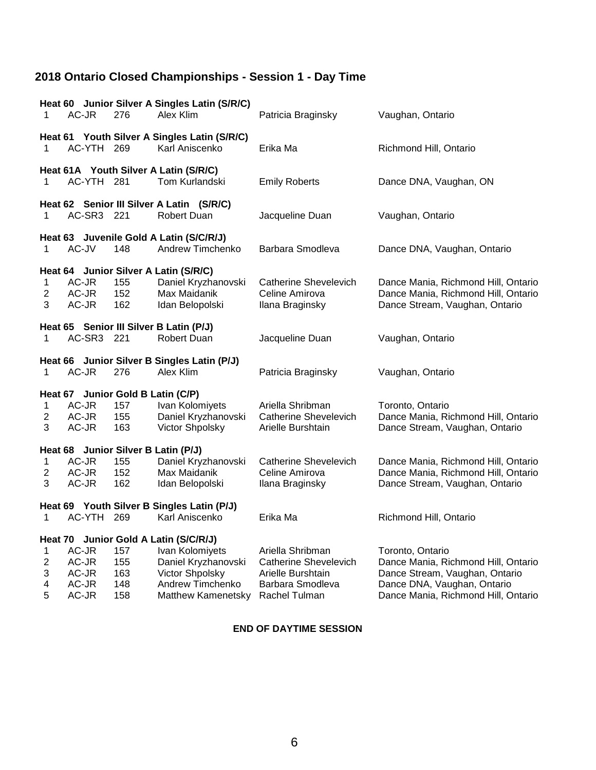## 2018 Ontario Closed Championships - Session 1 - Day Time

**Heat 60 Junior Silver A Singles Latin (S/R/C)**

| | | | | | |
|---|---|---|---|---|---|
| 1 | AC-JR | 276 | Alex Klim | Patricia Braginsky | Vaughan, Ontario |

**Heat 61 Youth Silver A Singles Latin (S/R/C)**

| | | | | | |
|---|---|---|---|---|---|
| 1 | AC-YTH | 269 | Karl Aniscenko | Erika Ma | Richmond Hill, Ontario |

**Heat 61A Youth Silver A Latin (S/R/C)**

| | | | | | |
|---|---|---|---|---|---|
| 1 | AC-YTH | 281 | Tom Kurlandski | Emily Roberts | Dance DNA, Vaughan, ON |

**Heat 62 Senior III Silver A Latin (S/R/C)**

| | | | | | |
|---|---|---|---|---|---|
| 1 | AC-SR3 | 221 | Robert Duan | Jacqueline Duan | Vaughan, Ontario |

**Heat 63 Juvenile Gold A Latin (S/C/R/J)**

| | | | | | |
|---|---|---|---|---|---|
| 1 | AC-JV | 148 | Andrew Timchenko | Barbara Smodleva | Dance DNA, Vaughan, Ontario |

**Heat 64 Junior Silver A Latin (S/R/C)**

| | | | | | |
|---|---|---|---|---|---|
| 1 | AC-JR | 155 | Daniel Kryzhanovski | Catherine Shevelevich | Dance Mania, Richmond Hill, Ontario |
| 2 | AC-JR | 152 | Max Maidanik | Celine Amirova | Dance Mania, Richmond Hill, Ontario |
| 3 | AC-JR | 162 | Idan Belopolski | Ilana Braginsky | Dance Stream, Vaughan, Ontario |

**Heat 65 Senior III Silver B Latin (P/J)**

| | | | | | |
|---|---|---|---|---|---|
| 1 | AC-SR3 | 221 | Robert Duan | Jacqueline Duan | Vaughan, Ontario |

**Heat 66 Junior Silver B Singles Latin (P/J)**

| | | | | | |
|---|---|---|---|---|---|
| 1 | AC-JR | 276 | Alex Klim | Patricia Braginsky | Vaughan, Ontario |

**Heat 67 Junior Gold B Latin (C/P)**

| | | | | | |
|---|---|---|---|---|---|
| 1 | AC-JR | 157 | Ivan Kolomiyets | Ariella Shribman | Toronto, Ontario |
| 2 | AC-JR | 155 | Daniel Kryzhanovski | Catherine Shevelevich | Dance Mania, Richmond Hill, Ontario |
| 3 | AC-JR | 163 | Victor Shpolsky | Arielle Burshtain | Dance Stream, Vaughan, Ontario |

**Heat 68 Junior Silver B Latin (P/J)**

| | | | | | |
|---|---|---|---|---|---|
| 1 | AC-JR | 155 | Daniel Kryzhanovski | Catherine Shevelevich | Dance Mania, Richmond Hill, Ontario |
| 2 | AC-JR | 152 | Max Maidanik | Celine Amirova | Dance Mania, Richmond Hill, Ontario |
| 3 | AC-JR | 162 | Idan Belopolski | Ilana Braginsky | Dance Stream, Vaughan, Ontario |

**Heat 69 Youth Silver B Singles Latin (P/J)**

| | | | | | |
|---|---|---|---|---|---|
| 1 | AC-YTH | 269 | Karl Aniscenko | Erika Ma | Richmond Hill, Ontario |

**Heat 70 Junior Gold A Latin (S/C/R/J)**

| | | | | | |
|---|---|---|---|---|---|
| 1 | AC-JR | 157 | Ivan Kolomiyets | Ariella Shribman | Toronto, Ontario |
| 2 | AC-JR | 155 | Daniel Kryzhanovski | Catherine Shevelevich | Dance Mania, Richmond Hill, Ontario |
| 3 | AC-JR | 163 | Victor Shpolsky | Arielle Burshtain | Dance Stream, Vaughan, Ontario |
| 4 | AC-JR | 148 | Andrew Timchenko | Barbara Smodleva | Dance DNA, Vaughan, Ontario |
| 5 | AC-JR | 158 | Matthew Kamenetsky | Rachel Tulman | Dance Mania, Richmond Hill, Ontario |

**END OF DAYTIME SESSION**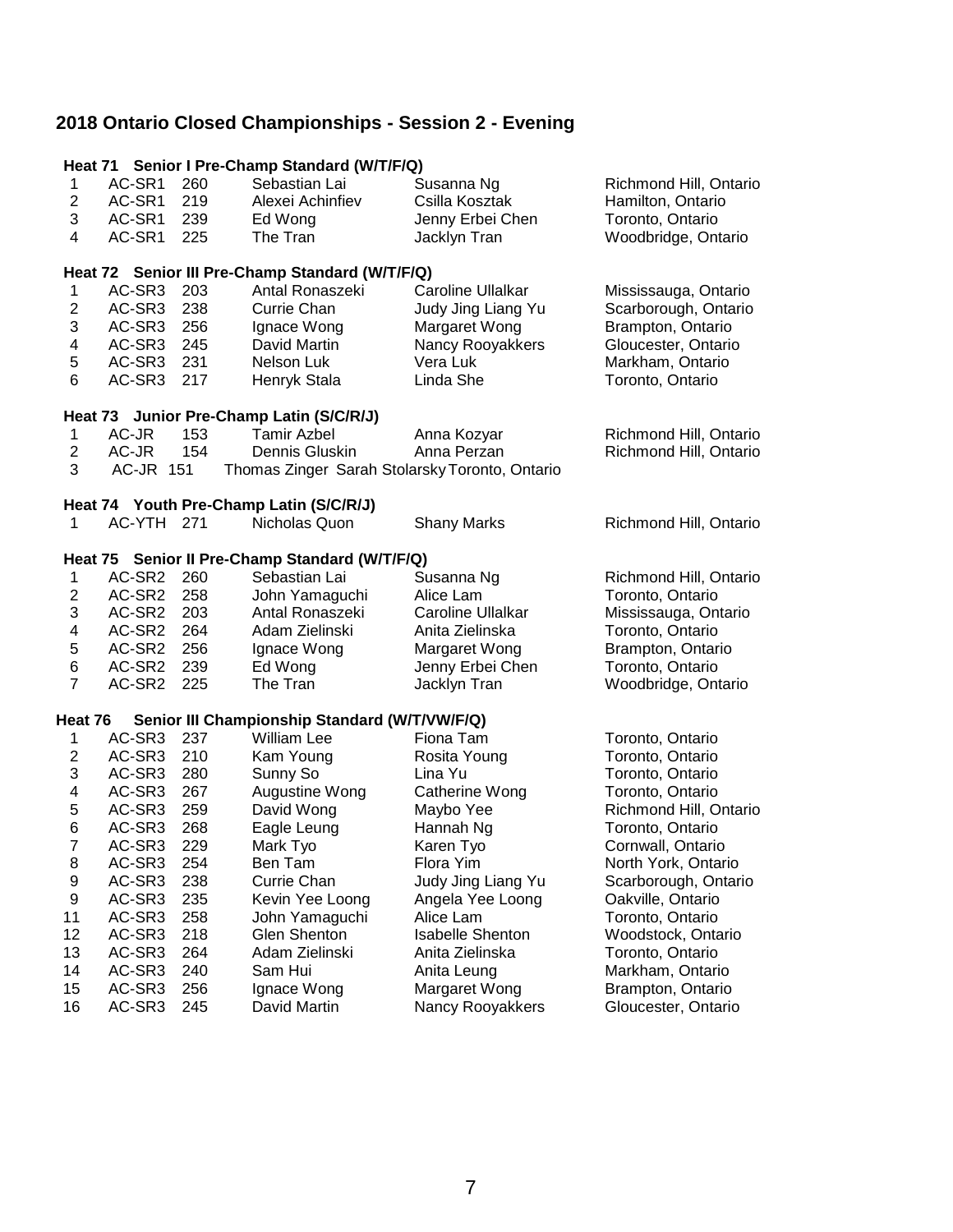## 2018 Ontario Closed Championships - Session 2 - Evening

### Heat 71 Senior I Pre-Champ Standard (W/T/F/Q)

| | | | | | |
|---|---|---|---|---|---|
| 1 | AC-SR1 | 260 | Sebastian Lai | Susanna Ng | Richmond Hill, Ontario |
| 2 | AC-SR1 | 219 | Alexei Achinfiev | Csilla Kosztak | Hamilton, Ontario |
| 3 | AC-SR1 | 239 | Ed Wong | Jenny Erbei Chen | Toronto, Ontario |
| 4 | AC-SR1 | 225 | The Tran | Jacklyn Tran | Woodbridge, Ontario |

### Heat 72 Senior III Pre-Champ Standard (W/T/F/Q)

| | | | | | |
|---|---|---|---|---|---|
| 1 | AC-SR3 | 203 | Antal Ronaszeki | Caroline Ullalkar | Mississauga, Ontario |
| 2 | AC-SR3 | 238 | Currie Chan | Judy Jing Liang Yu | Scarborough, Ontario |
| 3 | AC-SR3 | 256 | Ignace Wong | Margaret Wong | Brampton, Ontario |
| 4 | AC-SR3 | 245 | David Martin | Nancy Rooyakkers | Gloucester, Ontario |
| 5 | AC-SR3 | 231 | Nelson Luk | Vera Luk | Markham, Ontario |
| 6 | AC-SR3 | 217 | Henryk Stala | Linda She | Toronto, Ontario |

### Heat 73 Junior Pre-Champ Latin (S/C/R/J)

| | | | | | |
|---|---|---|---|---|---|
| 1 | AC-JR | 153 | Tamir Azbel | Anna Kozyar | Richmond Hill, Ontario |
| 2 | AC-JR | 154 | Dennis Gluskin | Anna Perzan | Richmond Hill, Ontario |
| 3 | AC-JR | 151 | Thomas Zinger | Sarah Stolarsky | Toronto, Ontario |

### Heat 74 Youth Pre-Champ Latin (S/C/R/J)

| | | | | | |
|---|---|---|---|---|---|
| 1 | AC-YTH | 271 | Nicholas Quon | Shany Marks | Richmond Hill, Ontario |

### Heat 75 Senior II Pre-Champ Standard (W/T/F/Q)

| | | | | | |
|---|---|---|---|---|---|
| 1 | AC-SR2 | 260 | Sebastian Lai | Susanna Ng | Richmond Hill, Ontario |
| 2 | AC-SR2 | 258 | John Yamaguchi | Alice Lam | Toronto, Ontario |
| 3 | AC-SR2 | 203 | Antal Ronaszeki | Caroline Ullalkar | Mississauga, Ontario |
| 4 | AC-SR2 | 264 | Adam Zielinski | Anita Zielinska | Toronto, Ontario |
| 5 | AC-SR2 | 256 | Ignace Wong | Margaret Wong | Brampton, Ontario |
| 6 | AC-SR2 | 239 | Ed Wong | Jenny Erbei Chen | Toronto, Ontario |
| 7 | AC-SR2 | 225 | The Tran | Jacklyn Tran | Woodbridge, Ontario |

### Heat 76 Senior III Championship Standard (W/T/VW/F/Q)

| | | | | | |
|---|---|---|---|---|---|
| 1 | AC-SR3 | 237 | William Lee | Fiona Tam | Toronto, Ontario |
| 2 | AC-SR3 | 210 | Kam Young | Rosita Young | Toronto, Ontario |
| 3 | AC-SR3 | 280 | Sunny So | Lina Yu | Toronto, Ontario |
| 4 | AC-SR3 | 267 | Augustine Wong | Catherine Wong | Toronto, Ontario |
| 5 | AC-SR3 | 259 | David Wong | Maybo Yee | Richmond Hill, Ontario |
| 6 | AC-SR3 | 268 | Eagle Leung | Hannah Ng | Toronto, Ontario |
| 7 | AC-SR3 | 229 | Mark Tyo | Karen Tyo | Cornwall, Ontario |
| 8 | AC-SR3 | 254 | Ben Tam | Flora Yim | North York, Ontario |
| 9 | AC-SR3 | 238 | Currie Chan | Judy Jing Liang Yu | Scarborough, Ontario |
| 9 | AC-SR3 | 235 | Kevin Yee Loong | Angela Yee Loong | Oakville, Ontario |
| 11 | AC-SR3 | 258 | John Yamaguchi | Alice Lam | Toronto, Ontario |
| 12 | AC-SR3 | 218 | Glen Shenton | Isabelle Shenton | Woodstock, Ontario |
| 13 | AC-SR3 | 264 | Adam Zielinski | Anita Zielinska | Toronto, Ontario |
| 14 | AC-SR3 | 240 | Sam Hui | Anita Leung | Markham, Ontario |
| 15 | AC-SR3 | 256 | Ignace Wong | Margaret Wong | Brampton, Ontario |
| 16 | AC-SR3 | 245 | David Martin | Nancy Rooyakkers | Gloucester, Ontario |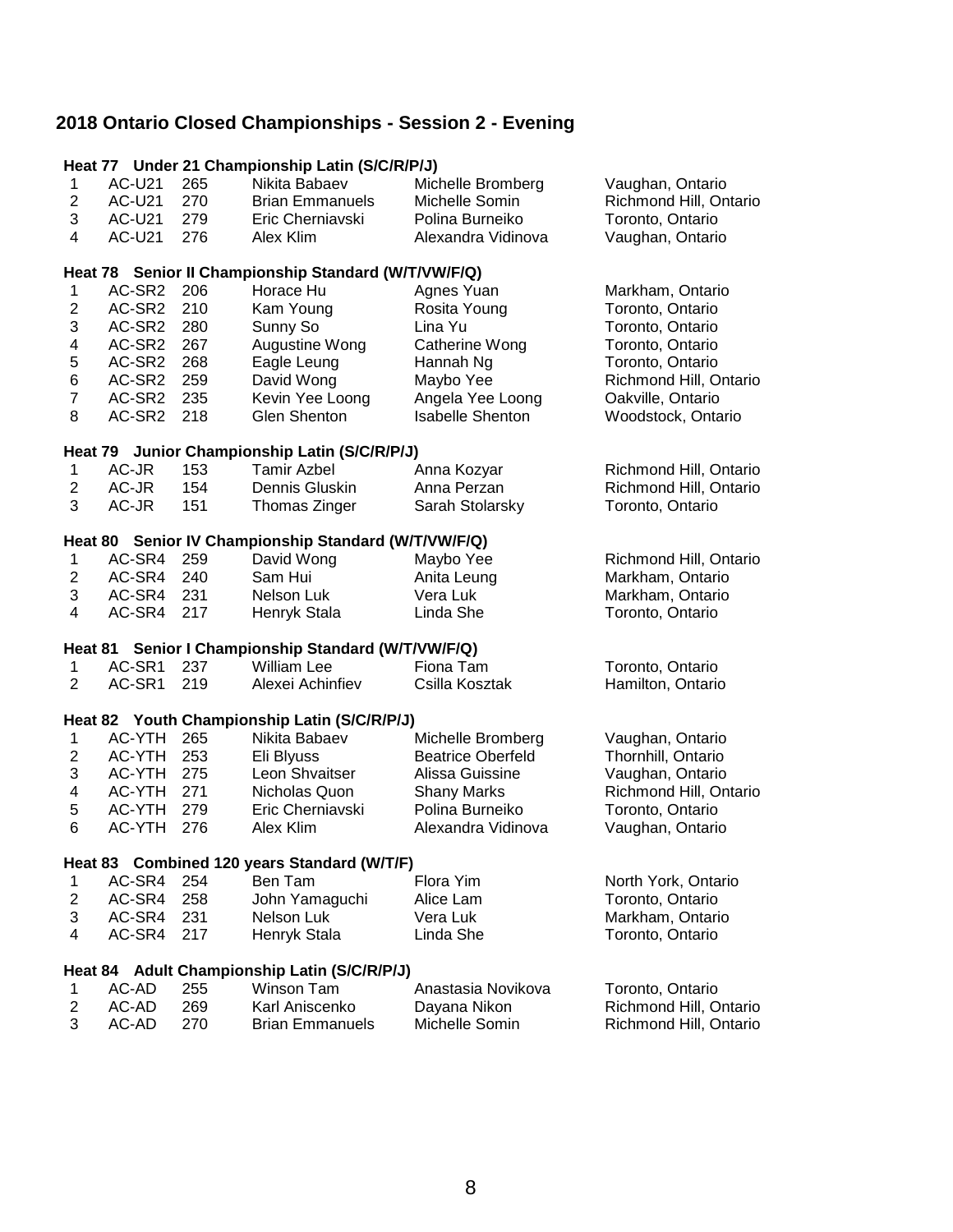## 2018 Ontario Closed Championships - Session 2 - Evening

### Heat 77 Under 21 Championship Latin (S/C/R/P/J)

| | | | | | |
|---|---|---|---|---|---|
| 1 | AC-U21 | 265 | Nikita Babaev | Michelle Bromberg | Vaughan, Ontario |
| 2 | AC-U21 | 270 | Brian Emmanuels | Michelle Somin | Richmond Hill, Ontario |
| 3 | AC-U21 | 279 | Eric Cherniavski | Polina Burneiko | Toronto, Ontario |
| 4 | AC-U21 | 276 | Alex Klim | Alexandra Vidinova | Vaughan, Ontario |

### Heat 78 Senior II Championship Standard (W/T/VW/F/Q)

| | | | | | |
|---|---|---|---|---|---|
| 1 | AC-SR2 | 206 | Horace Hu | Agnes Yuan | Markham, Ontario |
| 2 | AC-SR2 | 210 | Kam Young | Rosita Young | Toronto, Ontario |
| 3 | AC-SR2 | 280 | Sunny So | Lina Yu | Toronto, Ontario |
| 4 | AC-SR2 | 267 | Augustine Wong | Catherine Wong | Toronto, Ontario |
| 5 | AC-SR2 | 268 | Eagle Leung | Hannah Ng | Toronto, Ontario |
| 6 | AC-SR2 | 259 | David Wong | Maybo Yee | Richmond Hill, Ontario |
| 7 | AC-SR2 | 235 | Kevin Yee Loong | Angela Yee Loong | Oakville, Ontario |
| 8 | AC-SR2 | 218 | Glen Shenton | Isabelle Shenton | Woodstock, Ontario |

### Heat 79 Junior Championship Latin (S/C/R/P/J)

| | | | | | |
|---|---|---|---|---|---|
| 1 | AC-JR | 153 | Tamir Azbel | Anna Kozyar | Richmond Hill, Ontario |
| 2 | AC-JR | 154 | Dennis Gluskin | Anna Perzan | Richmond Hill, Ontario |
| 3 | AC-JR | 151 | Thomas Zinger | Sarah Stolarsky | Toronto, Ontario |

### Heat 80 Senior IV Championship Standard (W/T/VW/F/Q)

| | | | | | |
|---|---|---|---|---|---|
| 1 | AC-SR4 | 259 | David Wong | Maybo Yee | Richmond Hill, Ontario |
| 2 | AC-SR4 | 240 | Sam Hui | Anita Leung | Markham, Ontario |
| 3 | AC-SR4 | 231 | Nelson Luk | Vera Luk | Markham, Ontario |
| 4 | AC-SR4 | 217 | Henryk Stala | Linda She | Toronto, Ontario |

### Heat 81 Senior I Championship Standard (W/T/VW/F/Q)

| | | | | | |
|---|---|---|---|---|---|
| 1 | AC-SR1 | 237 | William Lee | Fiona Tam | Toronto, Ontario |
| 2 | AC-SR1 | 219 | Alexei Achinfiev | Csilla Kosztak | Hamilton, Ontario |

### Heat 82 Youth Championship Latin (S/C/R/P/J)

| | | | | | |
|---|---|---|---|---|---|
| 1 | AC-YTH | 265 | Nikita Babaev | Michelle Bromberg | Vaughan, Ontario |
| 2 | AC-YTH | 253 | Eli Blyuss | Beatrice Oberfeld | Thornhill, Ontario |
| 3 | AC-YTH | 275 | Leon Shvaitser | Alissa Guissine | Vaughan, Ontario |
| 4 | AC-YTH | 271 | Nicholas Quon | Shany Marks | Richmond Hill, Ontario |
| 5 | AC-YTH | 279 | Eric Cherniavski | Polina Burneiko | Toronto, Ontario |
| 6 | AC-YTH | 276 | Alex Klim | Alexandra Vidinova | Vaughan, Ontario |

### Heat 83 Combined 120 years Standard (W/T/F)

| | | | | | |
|---|---|---|---|---|---|
| 1 | AC-SR4 | 254 | Ben Tam | Flora Yim | North York, Ontario |
| 2 | AC-SR4 | 258 | John Yamaguchi | Alice Lam | Toronto, Ontario |
| 3 | AC-SR4 | 231 | Nelson Luk | Vera Luk | Markham, Ontario |
| 4 | AC-SR4 | 217 | Henryk Stala | Linda She | Toronto, Ontario |

### Heat 84 Adult Championship Latin (S/C/R/P/J)

| | | | | | |
|---|---|---|---|---|---|
| 1 | AC-AD | 255 | Winson Tam | Anastasia Novikova | Toronto, Ontario |
| 2 | AC-AD | 269 | Karl Aniscenko | Dayana Nikon | Richmond Hill, Ontario |
| 3 | AC-AD | 270 | Brian Emmanuels | Michelle Somin | Richmond Hill, Ontario |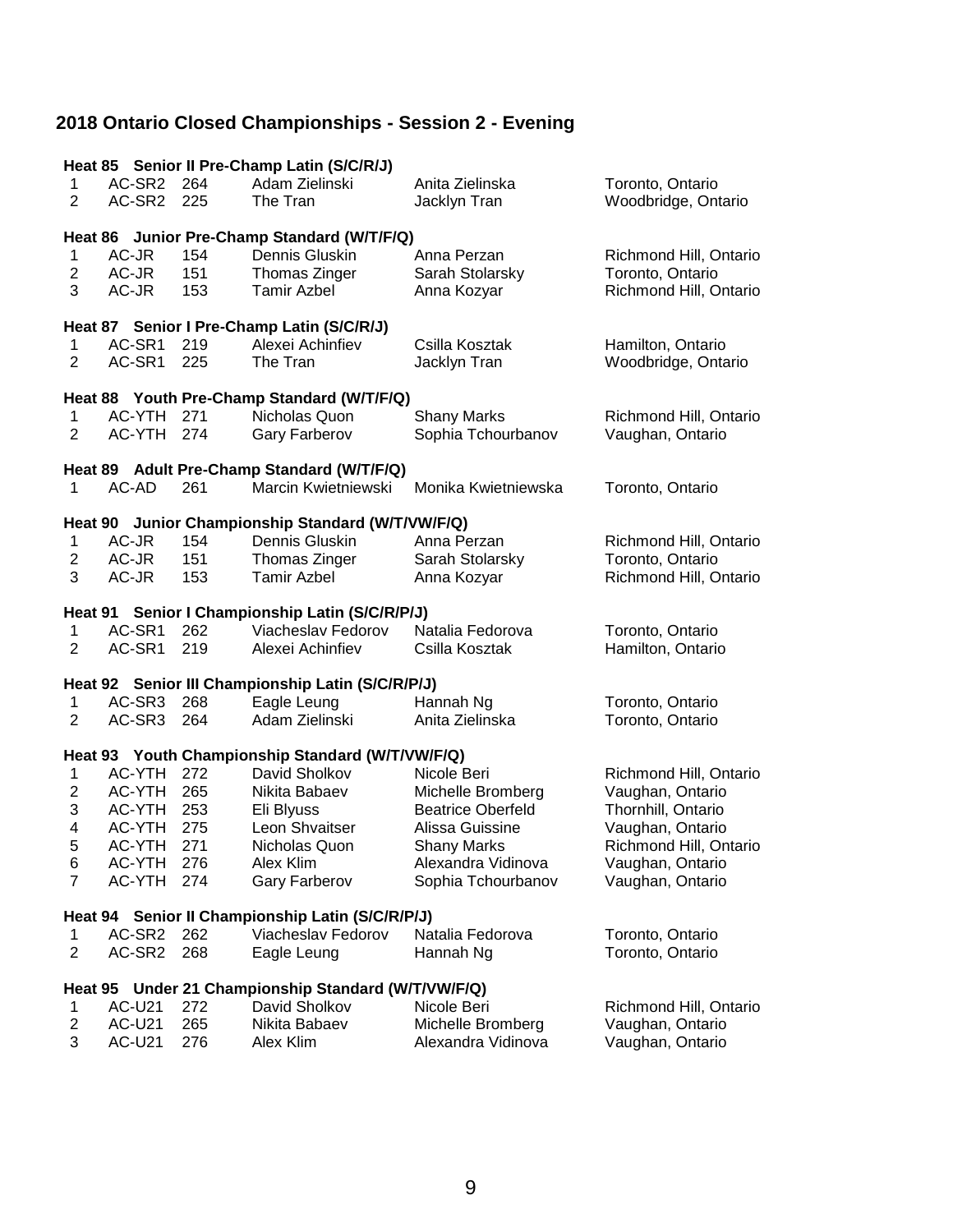## 2018 Ontario Closed Championships - Session 2 - Evening

**Heat 85 Senior II Pre-Champ Latin (S/C/R/J)**

| | | | | | |
|---|---|---|---|---|---|
| 1 | AC-SR2 | 264 | Adam Zielinski | Anita Zielinska | Toronto, Ontario |
| 2 | AC-SR2 | 225 | The Tran | Jacklyn Tran | Woodbridge, Ontario |

**Heat 86 Junior Pre-Champ Standard (W/T/F/Q)**

| | | | | | |
|---|---|---|---|---|---|
| 1 | AC-JR | 154 | Dennis Gluskin | Anna Perzan | Richmond Hill, Ontario |
| 2 | AC-JR | 151 | Thomas Zinger | Sarah Stolarsky | Toronto, Ontario |
| 3 | AC-JR | 153 | Tamir Azbel | Anna Kozyar | Richmond Hill, Ontario |

**Heat 87 Senior I Pre-Champ Latin (S/C/R/J)**

| | | | | | |
|---|---|---|---|---|---|
| 1 | AC-SR1 | 219 | Alexei Achinfiev | Csilla Kosztak | Hamilton, Ontario |
| 2 | AC-SR1 | 225 | The Tran | Jacklyn Tran | Woodbridge, Ontario |

**Heat 88 Youth Pre-Champ Standard (W/T/F/Q)**

| | | | | | |
|---|---|---|---|---|---|
| 1 | AC-YTH | 271 | Nicholas Quon | Shany Marks | Richmond Hill, Ontario |
| 2 | AC-YTH | 274 | Gary Farberov | Sophia Tchourbanov | Vaughan, Ontario |

**Heat 89 Adult Pre-Champ Standard (W/T/F/Q)**

| | | | | | |
|---|---|---|---|---|---|
| 1 | AC-AD | 261 | Marcin Kwietniewski | Monika Kwietniewska | Toronto, Ontario |

**Heat 90 Junior Championship Standard (W/T/VW/F/Q)**

| | | | | | |
|---|---|---|---|---|---|
| 1 | AC-JR | 154 | Dennis Gluskin | Anna Perzan | Richmond Hill, Ontario |
| 2 | AC-JR | 151 | Thomas Zinger | Sarah Stolarsky | Toronto, Ontario |
| 3 | AC-JR | 153 | Tamir Azbel | Anna Kozyar | Richmond Hill, Ontario |

**Heat 91 Senior I Championship Latin (S/C/R/P/J)**

| | | | | | |
|---|---|---|---|---|---|
| 1 | AC-SR1 | 262 | Viacheslav Fedorov | Natalia Fedorova | Toronto, Ontario |
| 2 | AC-SR1 | 219 | Alexei Achinfiev | Csilla Kosztak | Hamilton, Ontario |

**Heat 92 Senior III Championship Latin (S/C/R/P/J)**

| | | | | | |
|---|---|---|---|---|---|
| 1 | AC-SR3 | 268 | Eagle Leung | Hannah Ng | Toronto, Ontario |
| 2 | AC-SR3 | 264 | Adam Zielinski | Anita Zielinska | Toronto, Ontario |

**Heat 93 Youth Championship Standard (W/T/VW/F/Q)**

| | | | | | |
|---|---|---|---|---|---|
| 1 | AC-YTH | 272 | David Sholkov | Nicole Beri | Richmond Hill, Ontario |
| 2 | AC-YTH | 265 | Nikita Babaev | Michelle Bromberg | Vaughan, Ontario |
| 3 | AC-YTH | 253 | Eli Blyuss | Beatrice Oberfeld | Thornhill, Ontario |
| 4 | AC-YTH | 275 | Leon Shvaitser | Alissa Guissine | Vaughan, Ontario |
| 5 | AC-YTH | 271 | Nicholas Quon | Shany Marks | Richmond Hill, Ontario |
| 6 | AC-YTH | 276 | Alex Klim | Alexandra Vidinova | Vaughan, Ontario |
| 7 | AC-YTH | 274 | Gary Farberov | Sophia Tchourbanov | Vaughan, Ontario |

**Heat 94 Senior II Championship Latin (S/C/R/P/J)**

| | | | | | |
|---|---|---|---|---|---|
| 1 | AC-SR2 | 262 | Viacheslav Fedorov | Natalia Fedorova | Toronto, Ontario |
| 2 | AC-SR2 | 268 | Eagle Leung | Hannah Ng | Toronto, Ontario |

**Heat 95 Under 21 Championship Standard (W/T/VW/F/Q)**

| | | | | | |
|---|---|---|---|---|---|
| 1 | AC-U21 | 272 | David Sholkov | Nicole Beri | Richmond Hill, Ontario |
| 2 | AC-U21 | 265 | Nikita Babaev | Michelle Bromberg | Vaughan, Ontario |
| 3 | AC-U21 | 276 | Alex Klim | Alexandra Vidinova | Vaughan, Ontario |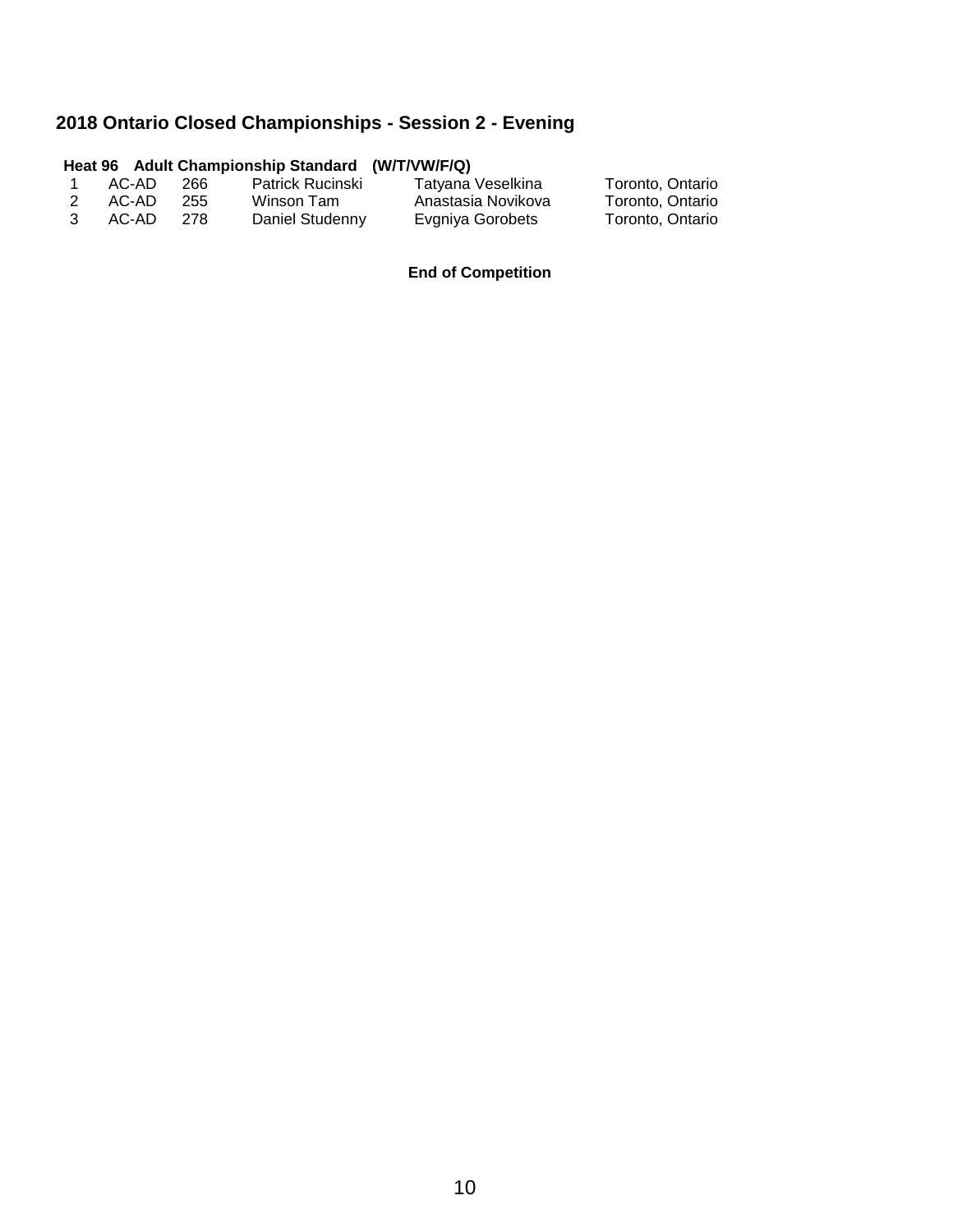## 2018 Ontario Closed Championships - Session 2 - Evening

### Heat 96 Adult Championship Standard (W/T/VW/F/Q)

| | | | | | |
|---|---|---|---|---|---|
| 1 | AC-AD | 266 | Patrick Rucinski | Tatyana Veselkina | Toronto, Ontario |
| 2 | AC-AD | 255 | Winson Tam | Anastasia Novikova | Toronto, Ontario |
| 3 | AC-AD | 278 | Daniel Studenny | Evgniya Gorobets | Toronto, Ontario |

**End of Competition**